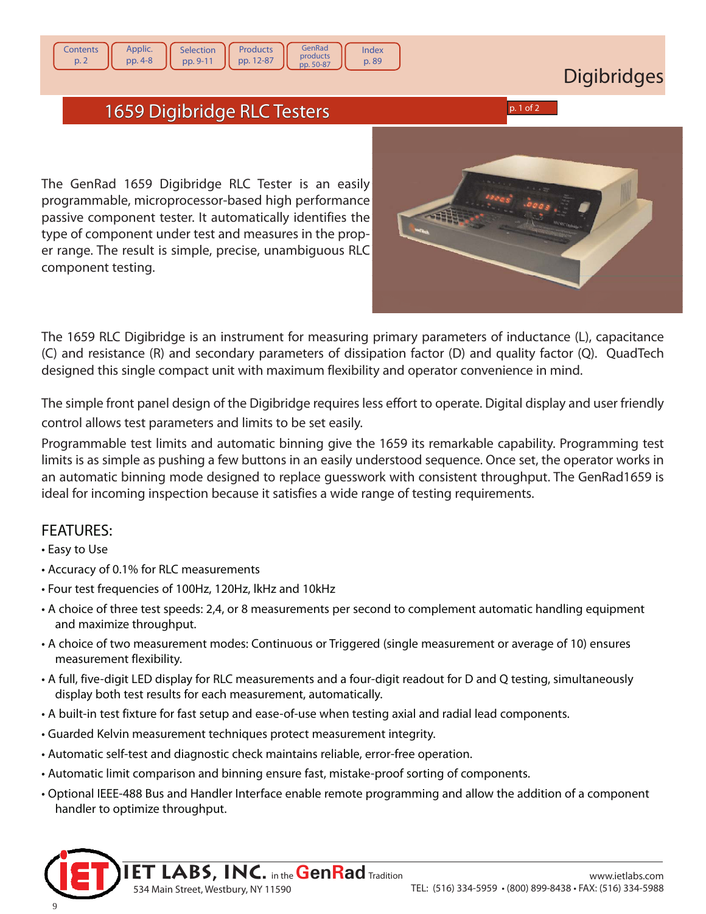# Digibridges

## 1659 Digibridge RLC Testers

The GenRad 1659 Digibridge RLC Tester is an easily programmable, microprocessor-based high performance passive component tester. It automatically identifies the type of component under test and measures in the proper range. The result is simple, precise, unambiguous RLC component testing.

The 1659 RLC Digibridge is an instrument for measuring primary parameters of inductance (L), capacitance (C) and resistance (R) and secondary parameters of dissipation factor (D) and quality factor (Q). QuadTech designed this single compact unit with maximum flexibility and operator convenience in mind.

The simple front panel design of the Digibridge requires less effort to operate. Digital display and user friendly control allows test parameters and limits to be set easily.

Programmable test limits and automatic binning give the 1659 its remarkable capability. Programming test limits is as simple as pushing a few buttons in an easily understood sequence. Once set, the operator works in an automatic binning mode designed to replace guesswork with consistent throughput. The GenRad1659 is ideal for incoming inspection because it satisfies a wide range of testing requirements.

### FEATURES:

- Easy to Use
- Accuracy of 0.1% for RLC measurements
- Four test frequencies of 100Hz, 120Hz, lkHz and 10kHz
- A choice of three test speeds: 2,4, or 8 measurements per second to complement automatic handling equipment and maximize throughput.
- A choice of two measurement modes: Continuous or Triggered (single measurement or average of 10) ensures measurement flexibility.
- A full, five-digit LED display for RLC measurements and a four-digit readout for D and Q testing, simultaneously display both test results for each measurement, automatically.
- A built-in test fixture for fast setup and ease-of-use when testing axial and radial lead components.
- Guarded Kelvin measurement techniques protect measurement integrity.
- Automatic self-test and diagnostic check maintains reliable, error-free operation.
- Automatic limit comparison and binning ensure fast, mistake-proof sorting of components.
- Optional IEEE-488 Bus and Handler Interface enable remote programming and allow the addition of a component handler to optimize throughput.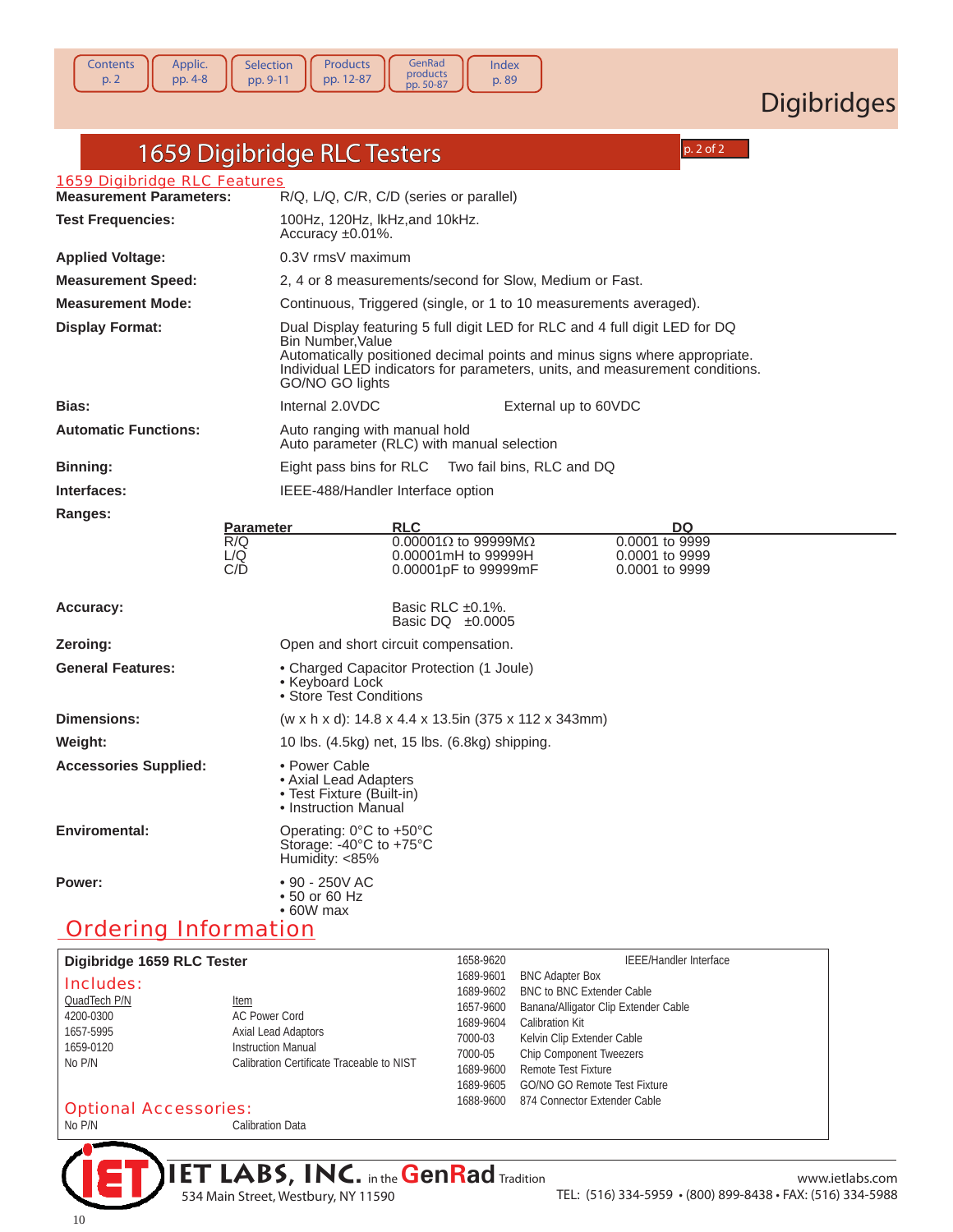# 1659 Digibridge RLC Testers

## 1659 Digibridge RLC Features

**Measurement Parameters:** R/Q, L/Q, C/R, C/D (series or parallel)

**Test Frequencies:** 100Hz, 120Hz, lkHz,and 10kHz.
Accuracy ±0.01%.

**Applied Voltage:** 0.3V rmsV maximum

**Measurement Speed:** 2, 4 or 8 measurements/second for Slow, Medium or Fast.

**Measurement Mode:** Continuous, Triggered (single, or 1 to 10 measurements averaged).

**Display Format:** Dual Display featuring 5 full digit LED for RLC and 4 full digit LED for DQ
Bin Number,Value
Automatically positioned decimal points and minus signs where appropriate.
Individual LED indicators for parameters, units, and measurement conditions.
GO/NO GO lights

**Bias:** Internal 2.0VDC External up to 60VDC

**Automatic Functions:** Auto ranging with manual hold
Auto parameter (RLC) with manual selection

**Binning:** Eight pass bins for RLC Two fail bins, RLC and DQ

**Interfaces:** IEEE-488/Handler Interface option

**Ranges:**

| Parameter | RLC | DQ |
|---|---|---|
| R/Q | 0.00001Ω to 99999MΩ | 0.0001 to 9999 |
| L/Q | 0.00001mH to 99999H | 0.0001 to 9999 |
| C/D | 0.00001pF to 99999mF | 0.0001 to 9999 |

**Accuracy:** Basic RLC ±0.1%.
Basic DQ ±0.0005

**Zeroing:** Open and short circuit compensation.

**General Features:**
- Charged Capacitor Protection (1 Joule)
- Keyboard Lock
- Store Test Conditions

**Dimensions:** (w x h x d): 14.8 x 4.4 x 13.5in (375 x 112 x 343mm)

**Weight:** 10 lbs. (4.5kg) net, 15 lbs. (6.8kg) shipping.

**Accessories Supplied:**
- Power Cable
- Axial Lead Adapters
- Test Fixture (Built-in)
- Instruction Manual

**Enviromental:** Operating: 0°C to +50°C
Storage: -40°C to +75°C
Humidity: <85%

**Power:**
- 90 - 250V AC
- 50 or 60 Hz
- 60W max

## Ordering Information

**Digibridge 1659 RLC Tester**

### Includes:

| QuadTech P/N | Item |
|---|---|
| 4200-0300 | AC Power Cord |
| 1657-5995 | Axial Lead Adaptors |
| 1659-0120 | Instruction Manual |
| No P/N | Calibration Certificate Traceable to NIST |

### Optional Accessories:

| | |
|---|---|
| No P/N | Calibration Data |
| 1658-9620 | IEEE/Handler Interface |
| 1689-9601 | BNC Adapter Box |
| 1689-9602 | BNC to BNC Extender Cable |
| 1657-9600 | Banana/Alligator Clip Extender Cable |
| 1689-9604 | Calibration Kit |
| 7000-03 | Kelvin Clip Extender Cable |
| 7000-05 | Chip Component Tweezers |
| 1689-9600 | Remote Test Fixture |
| 1689-9605 | GO/NO GO Remote Test Fixture |
| 1688-9600 | 874 Connector Extender Cable |

IET LABS, INC. in the GenRad Tradition
534 Main Street, Westbury, NY 11590
www.ietlabs.com
TEL: (516) 334-5959 • (800) 899-8438 • FAX: (516) 334-5988